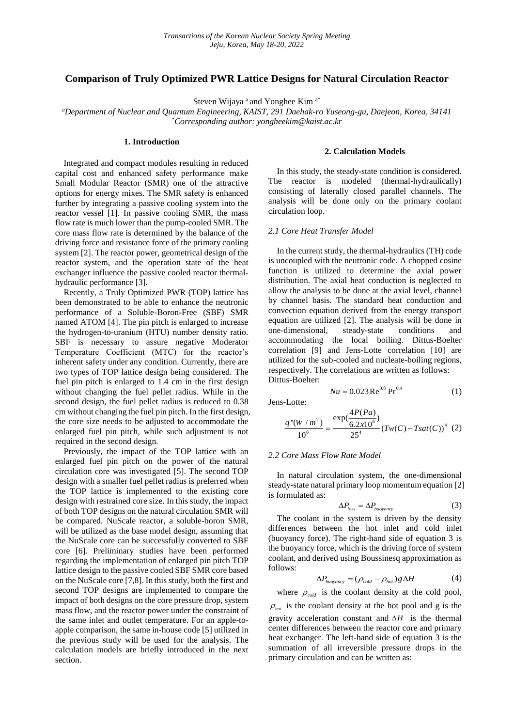# Comparison of Truly Optimized PWR Lattice Designs for Natural Circulation Reactor

Steven Wijaya [a] and Yonghee Kim [a*]

[a]*Department of Nuclear and Quantum Engineering, KAIST, 291 Daehak-ro Yuseong-gu, Daejeon, Korea, 34141*
[*]*Corresponding author: yongheekim@kaist.ac.kr*

## 1. Introduction

Integrated and compact modules resulting in reduced capital cost and enhanced safety performance make Small Modular Reactor (SMR) one of the attractive options for energy mixes. The SMR safety is enhanced further by integrating a passive cooling system into the reactor vessel [1]. In passive cooling SMR, the mass flow rate is much lower than the pump-cooled SMR. The core mass flow rate is determined by the balance of the driving force and resistance force of the primary cooling system [2]. The reactor power, geometrical design of the reactor system, and the operation state of the heat exchanger influence the passive cooled reactor thermal-hydraulic performance [3].

Recently, a Truly Optimized PWR (TOP) lattice has been demonstrated to be able to enhance the neutronic performance of a Soluble-Boron-Free (SBF) SMR named ATOM [4]. The pin pitch is enlarged to increase the hydrogen-to-uranium (HTU) number density ratio. SBF is necessary to assure negative Moderator Temperature Coefficient (MTC) for the reactor's inherent safety under any condition. Currently, there are two types of TOP lattice design being considered. The fuel pin pitch is enlarged to 1.4 cm in the first design without changing the fuel pellet radius. While in the second design, the fuel pellet radius is reduced to 0.38 cm without changing the fuel pin pitch. In the first design, the core size needs to be adjusted to accommodate the enlarged fuel pin pitch, while such adjustment is not required in the second design.

Previously, the impact of the TOP lattice with an enlarged fuel pin pitch on the power of the natural circulation core was investigated [5]. The second TOP design with a smaller fuel pellet radius is preferred when the TOP lattice is implemented to the existing core design with restrained core size. In this study, the impact of both TOP designs on the natural circulation SMR will be compared. NuScale reactor, a soluble-boron SMR, will be utilized as the base model design, assuming that the NuScale core can be successfully converted to SBF core [6]. Preliminary studies have been performed regarding the implementation of enlarged pin pitch TOP lattice design to the passive cooled SBF SMR core based on the NuScale core [7,8]. In this study, both the first and second TOP designs are implemented to compare the impact of both designs on the core pressure drop, system mass flow, and the reactor power under the constraint of the same inlet and outlet temperature. For an apple-to-apple comparison, the same in-house code [5] utilized in the previous study will be used for the analysis. The calculation models are briefly introduced in the next section.

## 2. Calculation Models

In this study, the steady-state condition is considered. The reactor is modeled (thermal-hydraulically) consisting of laterally closed parallel channels. The analysis will be done only on the primary coolant circulation loop.

### *2.1 Core Heat Transfer Model*

In the current study, the thermal-hydraulics (TH) code is uncoupled with the neutronic code. A chopped cosine function is utilized to determine the axial power distribution. The axial heat conduction is neglected to allow the analysis to be done at the axial level, channel by channel basis. The standard heat conduction and convection equation derived from the energy transport equation are utilized [2]. The analysis will be done in one-dimensional, steady-state conditions and accommodating the local boiling. Dittus-Boelter correlation [9] and Jens-Lotte correlation [10] are utilized for the sub-cooled and nucleate-boiling regions, respectively. The correlations are written as follows:

Dittus-Boelter:

$$Nu = 0.023\,\mathrm{Re}^{0.8}\,\mathrm{Pr}^{0.4} \tag{1}$$

Jens-Lotte:

$$\frac{q''(W/m^2)}{10^6} = \frac{\exp(\frac{4P(Pa)}{6.2x10^6})}{25^4}(Tw(C) - Tsat(C))^4 \tag{2}$$

### *2.2 Core Mass Flow Rate Model*

In natural circulation system, the one-dimensional steady-state natural primary loop momentum equation [2] is formulated as:

$$\Delta P_{loss} = \Delta P_{buoyancy} \tag{3}$$

The coolant in the system is driven by the density differences between the hot inlet and cold inlet (buoyancy force). The right-hand side of equation 3 is the buoyancy force, which is the driving force of system coolant, and derived using Boussinesq approximation as follows:

$$\Delta P_{buoyancy} = (\rho_{cold} - \rho_{hot})g\Delta H \tag{4}$$

where $\rho_{cold}$ is the coolant density at the cold pool, $\rho_{hot}$ is the coolant density at the hot pool and g is the gravity acceleration constant and $\Delta H$ is the thermal center differences between the reactor core and primary heat exchanger. The left-hand side of equation 3 is the summation of all irreversible pressure drops in the primary circulation and can be written as: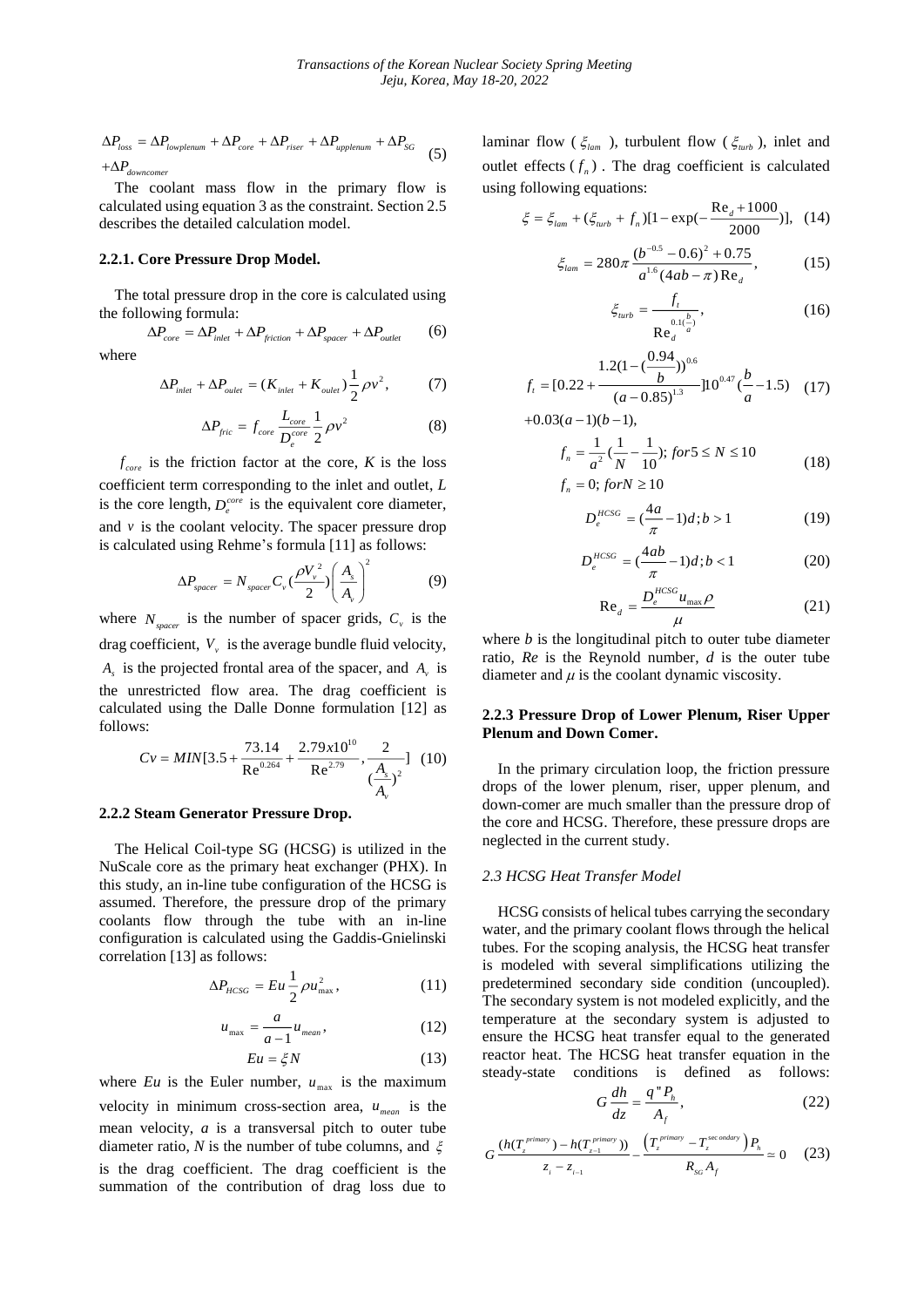$$\Delta P_{loss} = \Delta P_{lowplenum} + \Delta P_{core} + \Delta P_{riser} + \Delta P_{upplenum} + \Delta P_{SG} + \Delta P_{downcomer} \quad (5)$$

The coolant mass flow in the primary flow is calculated using equation 3 as the constraint. Section 2.5 describes the detailed calculation model.

### 2.2.1. Core Pressure Drop Model.

The total pressure drop in the core is calculated using the following formula:

$$\Delta P_{core} = \Delta P_{inlet} + \Delta P_{friction} + \Delta P_{spacer} + \Delta P_{outlet} \quad (6)$$

where

$$\Delta P_{inlet} + \Delta P_{oulet} = (K_{inlet} + K_{oulet})\frac{1}{2}\rho v^2, \quad (7)$$

$$\Delta P_{fric} = f_{core}\frac{L_{core}}{D_e^{core}}\frac{1}{2}\rho v^2 \quad (8)$$

$f_{core}$ is the friction factor at the core, $K$ is the loss coefficient term corresponding to the inlet and outlet, $L$ is the core length, $D_e^{core}$ is the equivalent core diameter, and $v$ is the coolant velocity. The spacer pressure drop is calculated using Rehme's formula [11] as follows:

$$\Delta P_{spacer} = N_{spacer} C_v \left(\frac{\rho V_v^2}{2}\right)\left(\frac{A_s}{A_v}\right)^2 \quad (9)$$

where $N_{spacer}$ is the number of spacer grids, $C_v$ is the drag coefficient, $V_v$ is the average bundle fluid velocity, $A_s$ is the projected frontal area of the spacer, and $A_v$ is the unrestricted flow area. The drag coefficient is calculated using the Dalle Donne formulation [12] as follows:

$$Cv = MIN[3.5 + \frac{73.14}{\mathrm{Re}^{0.264}} + \frac{2.79x10^{10}}{\mathrm{Re}^{2.79}}, \frac{2}{(\frac{A_s}{A_v})^2}] \quad (10)$$

### 2.2.2 Steam Generator Pressure Drop.

The Helical Coil-type SG (HCSG) is utilized in the NuScale core as the primary heat exchanger (PHX). In this study, an in-line tube configuration of the HCSG is assumed. Therefore, the pressure drop of the primary coolants flow through the tube with an in-line configuration is calculated using the Gaddis-Gnielinski correlation [13] as follows:

$$\Delta P_{HCSG} = Eu\frac{1}{2}\rho u_{\max}^2, \quad (11)$$

$$u_{\max} = \frac{a}{a-1}u_{mean}, \quad (12)$$

$$Eu = \xi N \quad (13)$$

where $Eu$ is the Euler number, $u_{\max}$ is the maximum velocity in minimum cross-section area, $u_{mean}$ is the mean velocity, $a$ is a transversal pitch to outer tube diameter ratio, $N$ is the number of tube columns, and $\xi$ is the drag coefficient. The drag coefficient is the summation of the contribution of drag loss due to laminar flow ($\xi_{lam}$), turbulent flow ($\xi_{turb}$), inlet and outlet effects ($f_n$). The drag coefficient is calculated using following equations:

$$\xi = \xi_{lam} + (\xi_{turb} + f_n)[1 - \exp(-\frac{\mathrm{Re}_d + 1000}{2000})], \quad (14)$$

$$\xi_{lam} = 280\pi\frac{(b^{-0.5} - 0.6)^2 + 0.75}{a^{1.6}(4ab - \pi)\mathrm{Re}_d}, \quad (15)$$

$$\xi_{turb} = \frac{f_t}{\mathrm{Re}_d^{0.1(\frac{b}{a})}}, \quad (16)$$

$$f_t = [0.22 + \frac{1.2(1-(\frac{0.94}{b}))^{0.6}}{(a-0.85)^{1.3}}]10^{0.47}(\frac{b}{a} - 1.5) + 0.03(a-1)(b-1), \quad (17)$$

$$f_n = \frac{1}{a^2}(\frac{1}{N} - \frac{1}{10});\ for 5 \le N \le 10 \qquad f_n = 0;\ for N \ge 10 \quad (18)$$

$$D_e^{HCSG} = (\frac{4a}{\pi} - 1)d;\ b > 1 \quad (19)$$

$$D_e^{HCSG} = (\frac{4ab}{\pi} - 1)d;\ b < 1 \quad (20)$$

$$\mathrm{Re}_d = \frac{D_e^{HCSG}u_{\max}\rho}{\mu} \quad (21)$$

where $b$ is the longitudinal pitch to outer tube diameter ratio, $Re$ is the Reynold number, $d$ is the outer tube diameter and $\mu$ is the coolant dynamic viscosity.

### 2.2.3 Pressure Drop of Lower Plenum, Riser Upper Plenum and Down Comer.

In the primary circulation loop, the friction pressure drops of the lower plenum, riser, upper plenum, and down-comer are much smaller than the pressure drop of the core and HCSG. Therefore, these pressure drops are neglected in the current study.

### *2.3 HCSG Heat Transfer Model*

HCSG consists of helical tubes carrying the secondary water, and the primary coolant flows through the helical tubes. For the scoping analysis, the HCSG heat transfer is modeled with several simplifications utilizing the predetermined secondary side condition (uncoupled). The secondary system is not modeled explicitly, and the temperature at the secondary system is adjusted to ensure the HCSG heat transfer equal to the generated reactor heat. The HCSG heat transfer equation in the steady-state conditions is defined as follows:

$$G\frac{dh}{dz} = \frac{q'' P_h}{A_f}, \quad (22)$$

$$G\frac{(h(T_z^{primary}) - h(T_{z-1}^{primary}))}{z_i - z_{i-1}} - \frac{\left(T_z^{primary} - T_z^{\sec ondary}\right)P_h}{R_{SG}A_f} \simeq 0 \quad (23)$$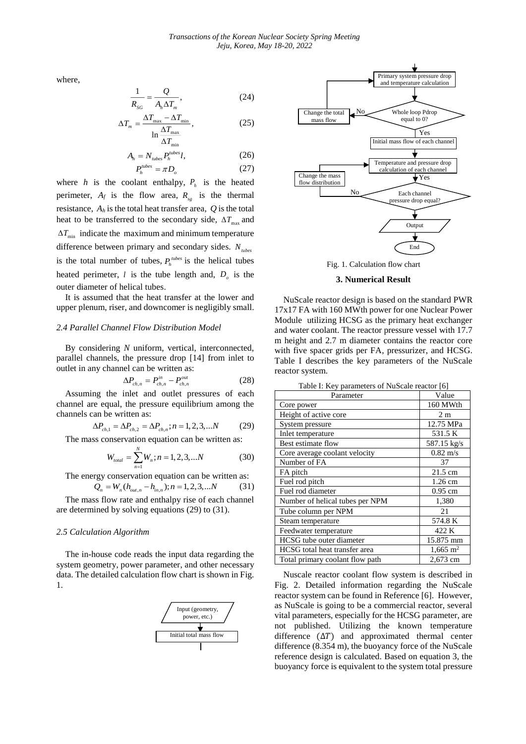where,

$$\frac{1}{R_{SG}} = \frac{Q}{A_h \Delta T_m}, \tag{24}$$

$$\Delta T_m = \frac{\Delta T_{max} - \Delta T_{min}}{\ln \frac{\Delta T_{max}}{\Delta T_{min}}}, \tag{25}$$

$$A_h = N_{tubes} P_h^{tubes} l, \tag{26}$$

$$P_h^{tubes} = \pi D_o \tag{27}$$

where $h$ is the coolant enthalpy, $P_h$ is the heated perimeter, $A_f$ is the flow area, $R_{sg}$ is the thermal resistance, $A_h$ is the total heat transfer area, $Q$ is the total heat to be transferred to the secondary side, $\Delta T_{max}$ and $\Delta T_{min}$ indicate the maximum and minimum temperature difference between primary and secondary sides. $N_{tubes}$ is the total number of tubes, $P_h^{tubes}$ is the helical tubes heated perimeter, $l$ is the tube length and, $D_o$ is the outer diameter of helical tubes.

It is assumed that the heat transfer at the lower and upper plenum, riser, and downcomer is negligibly small.

### *2.4 Parallel Channel Flow Distribution Model*

By considering $N$ uniform, vertical, interconnected, parallel channels, the pressure drop [14] from inlet to outlet in any channel can be written as:

$$\Delta P_{ch,n} = P_{ch,n}^{in} - P_{ch,n}^{out} \tag{28}$$

Assuming the inlet and outlet pressures of each channel are equal, the pressure equilibrium among the channels can be written as:

$$\Delta P_{ch,1} = \Delta P_{ch,2} = \Delta P_{ch,n}; n = 1,2,3,...N \tag{29}$$

The mass conservation equation can be written as:

$$W_{total} = \sum_{n=1}^{N} W_n; n = 1,2,3,...N \tag{30}$$

The energy conservation equation can be written as:

$$Q_n = W_n (h_{out,n} - h_{in,n}); n = 1,2,3,...N \tag{31}$$

The mass flow rate and enthalpy rise of each channel are determined by solving equations (29) to (31).

### *2.5 Calculation Algorithm*

The in-house code reads the input data regarding the system geometry, power parameter, and other necessary data. The detailed calculation flow chart is shown in Fig. 1.

Input (geometry, power, etc.) → Initial total mass flow → Primary system pressure drop and temperature calculation → Whole loop Pdrop equal to 0? (No → Change the total mass flow; Yes →) Initial mass flow of each channel → Temperature and pressure drop calculation of each channel → Each channel pressure drop equal? (No → Change the mass flow distribution; Yes →) Output → End

Fig. 1. Calculation flow chart

## 3. Numerical Result

NuScale reactor design is based on the standard PWR 17x17 FA with 160 MWth power for one Nuclear Power Module utilizing HCSG as the primary heat exchanger and water coolant. The reactor pressure vessel with 17.7 m height and 2.7 m diameter contains the reactor core with five spacer grids per FA, pressurizer, and HCSG. Table I describes the key parameters of the NuScale reactor system.

Table I: Key parameters of NuScale reactor [6]

| Parameter | Value |
|---|---|
| Core power | 160 MWth |
| Height of active core | 2 m |
| System pressure | 12.75 MPa |
| Inlet temperature | 531.5 K |
| Best estimate flow | 587.15 kg/s |
| Core average coolant velocity | 0.82 m/s |
| Number of FA | 37 |
| FA pitch | 21.5 cm |
| Fuel rod pitch | 1.26 cm |
| Fuel rod diameter | 0.95 cm |
| Number of helical tubes per NPM | 1,380 |
| Tube column per NPM | 21 |
| Steam temperature | 574.8 K |
| Feedwater temperature | 422 K |
| HCSG tube outer diameter | 15.875 mm |
| HCSG total heat transfer area | 1,665 m$^2$ |
| Total primary coolant flow path | 2,673 cm |

Nuscale reactor coolant flow system is described in Fig. 2. Detailed information regarding the NuScale reactor system can be found in Reference [6]. However, as NuScale is going to be a commercial reactor, several vital parameters, especially for the HCSG parameter, are not published. Utilizing the known temperature difference ($\Delta T$) and approximated thermal center difference (8.354 m), the buoyancy force of the NuScale reference design is calculated. Based on equation 3, the buoyancy force is equivalent to the system total pressure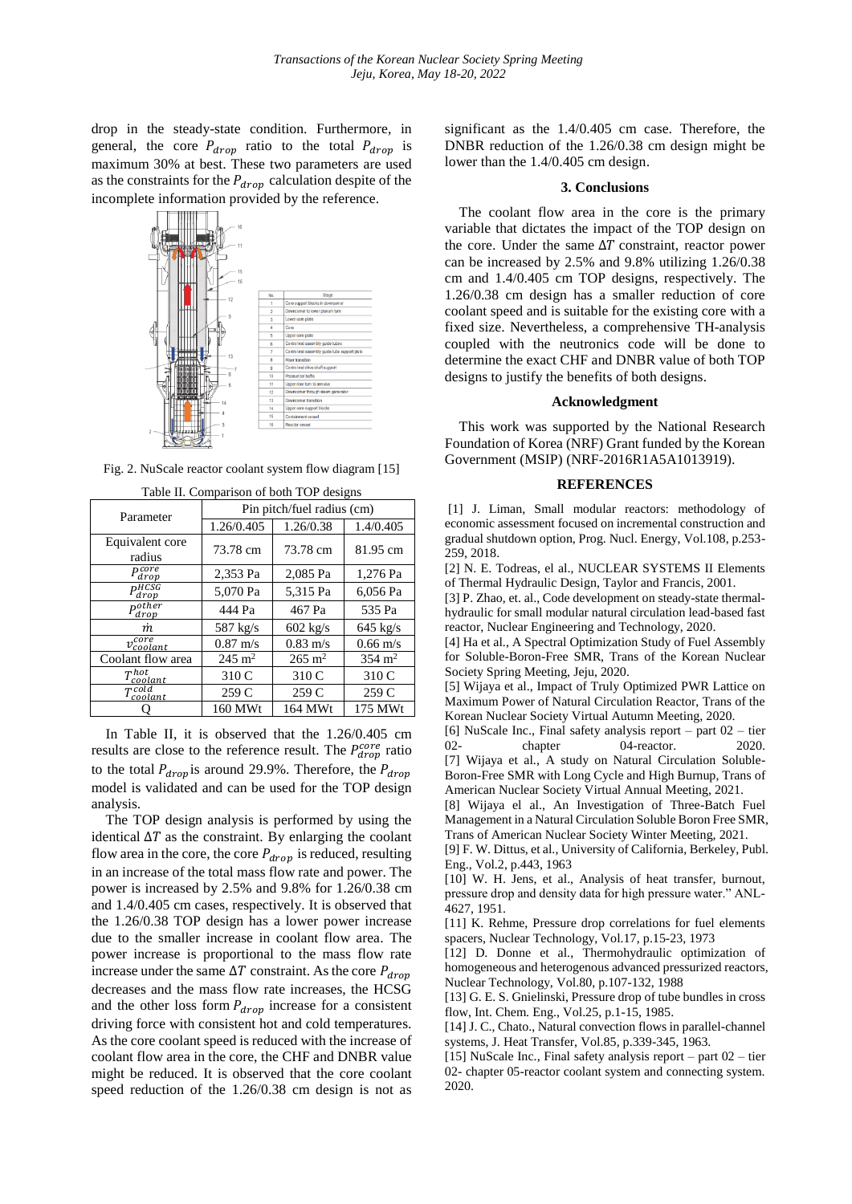drop in the steady-state condition. Furthermore, in general, the core $P_{drop}$ ratio to the total $P_{drop}$ is maximum 30% at best. These two parameters are used as the constraints for the $P_{drop}$ calculation despite of the incomplete information provided by the reference.

Fig. 2. NuScale reactor coolant system flow diagram [15]

Table II. Comparison of both TOP designs

| Parameter | Pin pitch/fuel radius (cm) | | |
|---|---|---|---|
| | 1.26/0.405 | 1.26/0.38 | 1.4/0.405 |
| Equivalent core radius | 73.78 cm | 73.78 cm | 81.95 cm |
| $P_{drop}^{core}$ | 2,353 Pa | 2,085 Pa | 1,276 Pa |
| $P_{drop}^{HCSG}$ | 5,070 Pa | 5,315 Pa | 6,056 Pa |
| $P_{drop}^{other}$ | 444 Pa | 467 Pa | 535 Pa |
| $\dot{m}$ | 587 kg/s | 602 kg/s | 645 kg/s |
| $v_{coolant}^{core}$ | 0.87 m/s | 0.83 m/s | 0.66 m/s |
| Coolant flow area | 245 m² | 265 m² | 354 m² |
| $T_{coolant}^{hot}$ | 310 C | 310 C | 310 C |
| $T_{coolant}^{cold}$ | 259 C | 259 C | 259 C |
| Q | 160 MWt | 164 MWt | 175 MWt |

In Table II, it is observed that the 1.26/0.405 cm results are close to the reference result. The $P_{drop}^{core}$ ratio to the total $P_{drop}$ is around 29.9%. Therefore, the $P_{drop}$ model is validated and can be used for the TOP design analysis.

The TOP design analysis is performed by using the identical $\Delta T$ as the constraint. By enlarging the coolant flow area in the core, the core $P_{drop}$ is reduced, resulting in an increase of the total mass flow rate and power. The power is increased by 2.5% and 9.8% for 1.26/0.38 cm and 1.4/0.405 cm cases, respectively. It is observed that the 1.26/0.38 TOP design has a lower power increase due to the smaller increase in coolant flow area. The power increase is proportional to the mass flow rate increase under the same $\Delta T$ constraint. As the core $P_{drop}$ decreases and the mass flow rate increases, the HCSG and the other loss form $P_{drop}$ increase for a consistent driving force with consistent hot and cold temperatures. As the core coolant speed is reduced with the increase of coolant flow area in the core, the CHF and DNBR value might be reduced. It is observed that the core coolant speed reduction of the 1.26/0.38 cm design is not as significant as the 1.4/0.405 cm case. Therefore, the DNBR reduction of the 1.26/0.38 cm design might be lower than the 1.4/0.405 cm design.

### 3. Conclusions

The coolant flow area in the core is the primary variable that dictates the impact of the TOP design on the core. Under the same $\Delta T$ constraint, reactor power can be increased by 2.5% and 9.8% utilizing 1.26/0.38 cm and 1.4/0.405 cm TOP designs, respectively. The 1.26/0.38 cm design has a smaller reduction of core coolant speed and is suitable for the existing core with a fixed size. Nevertheless, a comprehensive TH-analysis coupled with the neutronics code will be done to determine the exact CHF and DNBR value of both TOP designs to justify the benefits of both designs.

### Acknowledgment

This work was supported by the National Research Foundation of Korea (NRF) Grant funded by the Korean Government (MSIP) (NRF-2016R1A5A1013919).

### REFERENCES

[1] J. Liman, Small modular reactors: methodology of economic assessment focused on incremental construction and gradual shutdown option, Prog. Nucl. Energy, Vol.108, p.253-259, 2018.

[2] N. E. Todreas, el al., NUCLEAR SYSTEMS II Elements of Thermal Hydraulic Design, Taylor and Francis, 2001.

[3] P. Zhao, et. al., Code development on steady-state thermal-hydraulic for small modular natural circulation lead-based fast reactor, Nuclear Engineering and Technology, 2020.

[4] Ha et al., A Spectral Optimization Study of Fuel Assembly for Soluble-Boron-Free SMR, Trans of the Korean Nuclear Society Spring Meeting, Jeju, 2020.

[5] Wijaya et al., Impact of Truly Optimized PWR Lattice on Maximum Power of Natural Circulation Reactor, Trans of the Korean Nuclear Society Virtual Autumn Meeting, 2020.

[6] NuScale Inc., Final safety analysis report – part 02 – tier 02- chapter 04-reactor. 2020.

[7] Wijaya et al., A study on Natural Circulation Soluble-Boron-Free SMR with Long Cycle and High Burnup, Trans of American Nuclear Society Virtual Annual Meeting, 2021.

[8] Wijaya el al., An Investigation of Three-Batch Fuel Management in a Natural Circulation Soluble Boron Free SMR, Trans of American Nuclear Society Winter Meeting, 2021.

[9] F. W. Dittus, et al., University of California, Berkeley, Publ. Eng., Vol.2, p.443, 1963

[10] W. H. Jens, et al., Analysis of heat transfer, burnout, pressure drop and density data for high pressure water." ANL-4627, 1951.

[11] K. Rehme, Pressure drop correlations for fuel elements spacers, Nuclear Technology, Vol.17, p.15-23, 1973

[12] D. Donne et al., Thermohydraulic optimization of homogeneous and heterogenous advanced pressurized reactors, Nuclear Technology, Vol.80, p.107-132, 1988

[13] G. E. S. Gnielinski, Pressure drop of tube bundles in cross flow, Int. Chem. Eng., Vol.25, p.1-15, 1985.

[14] J. C., Chato., Natural convection flows in parallel-channel systems, J. Heat Transfer, Vol.85, p.339-345, 1963.

[15] NuScale Inc., Final safety analysis report – part 02 – tier 02- chapter 05-reactor coolant system and connecting system. 2020.